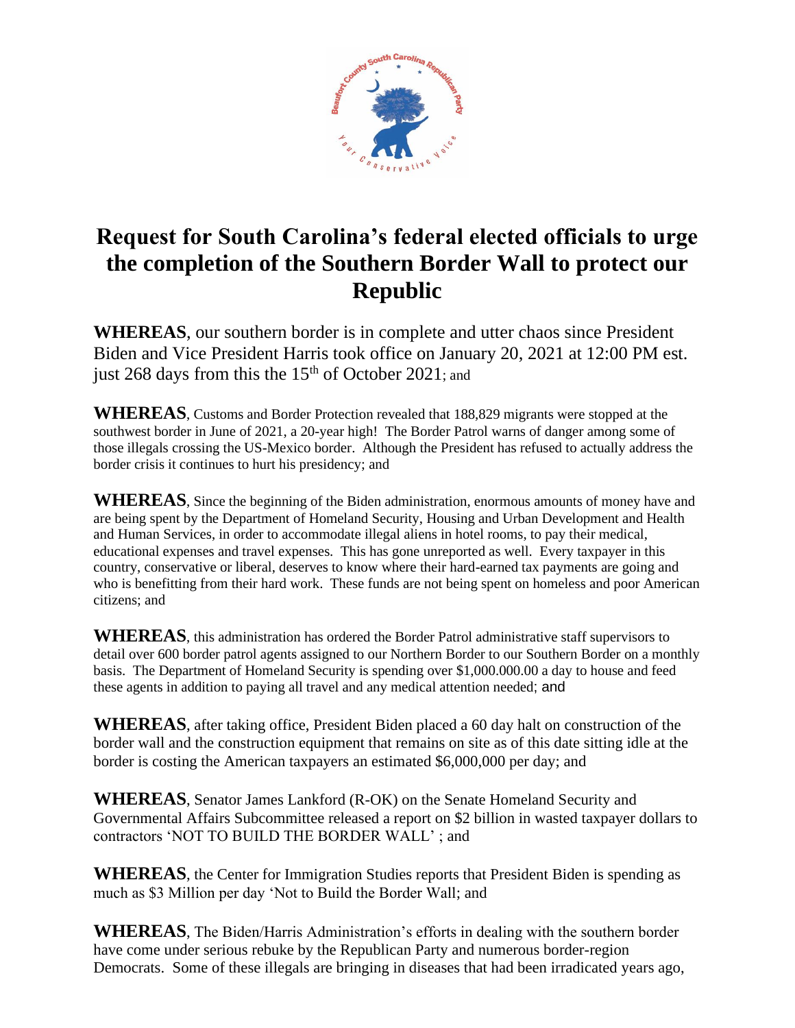# Request for South Carolina's federal elected officials to urge the completion of the Southern Border Wall to protect our Republic

**WHEREAS**, our southern border is in complete and utter chaos since President Biden and Vice President Harris took office on January 20, 2021 at 12:00 PM est. just 268 days from this the 15th of October 2021; and

**WHEREAS**, Customs and Border Protection revealed that 188,829 migrants were stopped at the southwest border in June of 2021, a 20-year high! The Border Patrol warns of danger among some of those illegals crossing the US-Mexico border. Although the President has refused to actually address the border crisis it continues to hurt his presidency; and

**WHEREAS**, Since the beginning of the Biden administration, enormous amounts of money have and are being spent by the Department of Homeland Security, Housing and Urban Development and Health and Human Services, in order to accommodate illegal aliens in hotel rooms, to pay their medical, educational expenses and travel expenses. This has gone unreported as well. Every taxpayer in this country, conservative or liberal, deserves to know where their hard-earned tax payments are going and who is benefitting from their hard work. These funds are not being spent on homeless and poor American citizens; and

**WHEREAS**, this administration has ordered the Border Patrol administrative staff supervisors to detail over 600 border patrol agents assigned to our Northern Border to our Southern Border on a monthly basis. The Department of Homeland Security is spending over $1,000.000.00 a day to house and feed these agents in addition to paying all travel and any medical attention needed; and

**WHEREAS**, after taking office, President Biden placed a 60 day halt on construction of the border wall and the construction equipment that remains on site as of this date sitting idle at the border is costing the American taxpayers an estimated $6,000,000 per day; and

**WHEREAS**, Senator James Lankford (R-OK) on the Senate Homeland Security and Governmental Affairs Subcommittee released a report on $2 billion in wasted taxpayer dollars to contractors 'NOT TO BUILD THE BORDER WALL' ; and

**WHEREAS**, the Center for Immigration Studies reports that President Biden is spending as much as $3 Million per day 'Not to Build the Border Wall; and

**WHEREAS**, The Biden/Harris Administration's efforts in dealing with the southern border have come under serious rebuke by the Republican Party and numerous border-region Democrats. Some of these illegals are bringing in diseases that had been irradicated years ago,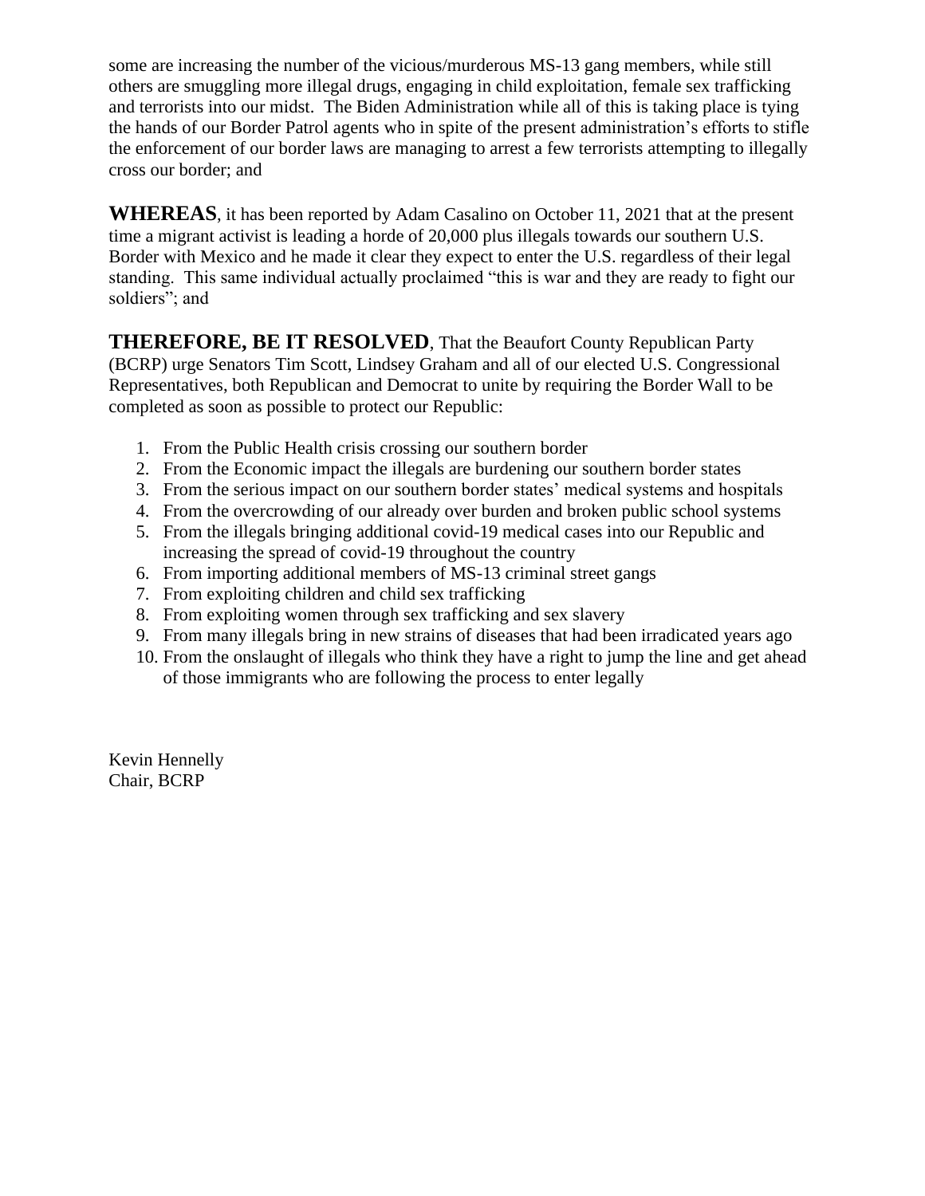some are increasing the number of the vicious/murderous MS-13 gang members, while still others are smuggling more illegal drugs, engaging in child exploitation, female sex trafficking and terrorists into our midst. The Biden Administration while all of this is taking place is tying the hands of our Border Patrol agents who in spite of the present administration's efforts to stifle the enforcement of our border laws are managing to arrest a few terrorists attempting to illegally cross our border; and

**WHEREAS**, it has been reported by Adam Casalino on October 11, 2021 that at the present time a migrant activist is leading a horde of 20,000 plus illegals towards our southern U.S. Border with Mexico and he made it clear they expect to enter the U.S. regardless of their legal standing. This same individual actually proclaimed "this is war and they are ready to fight our soldiers"; and

**THEREFORE, BE IT RESOLVED**, That the Beaufort County Republican Party (BCRP) urge Senators Tim Scott, Lindsey Graham and all of our elected U.S. Congressional Representatives, both Republican and Democrat to unite by requiring the Border Wall to be completed as soon as possible to protect our Republic:

1. From the Public Health crisis crossing our southern border
2. From the Economic impact the illegals are burdening our southern border states
3. From the serious impact on our southern border states' medical systems and hospitals
4. From the overcrowding of our already over burden and broken public school systems
5. From the illegals bringing additional covid-19 medical cases into our Republic and increasing the spread of covid-19 throughout the country
6. From importing additional members of MS-13 criminal street gangs
7. From exploiting children and child sex trafficking
8. From exploiting women through sex trafficking and sex slavery
9. From many illegals bring in new strains of diseases that had been irradicated years ago
10. From the onslaught of illegals who think they have a right to jump the line and get ahead of those immigrants who are following the process to enter legally

Kevin Hennelly
Chair, BCRP